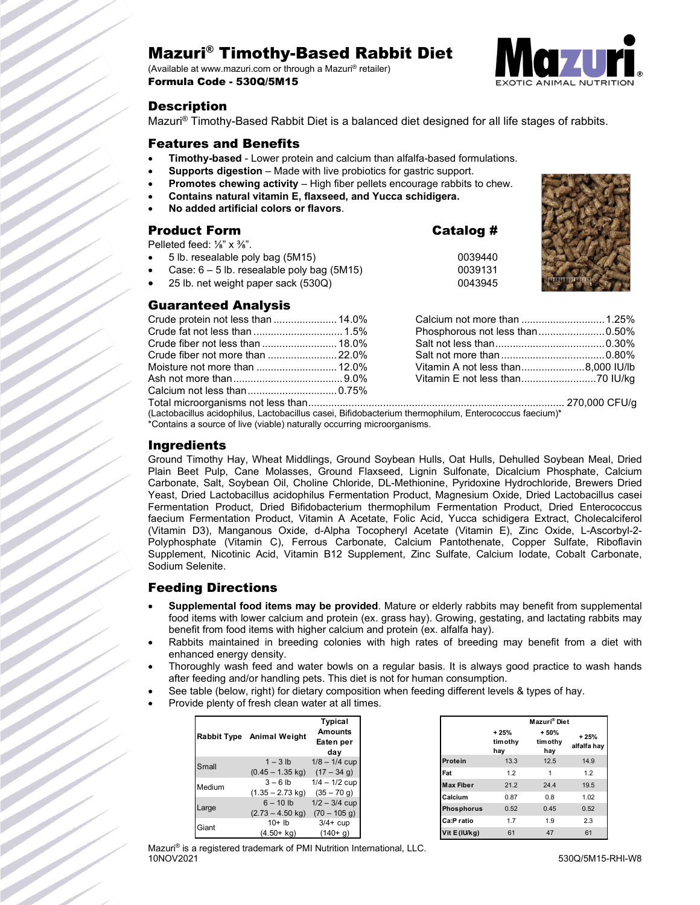# Mazuri® Timothy-Based Rabbit Diet

(Available at www.mazuri.com or through a Mazuri® retailer)

**Formula Code - 530Q/5M15**

## Description

Mazuri® Timothy-Based Rabbit Diet is a balanced diet designed for all life stages of rabbits.

## Features and Benefits

- **Timothy-based** - Lower protein and calcium than alfalfa-based formulations.
- **Supports digestion** – Made with live probiotics for gastric support.
- **Promotes chewing activity** – High fiber pellets encourage rabbits to chew.
- **Contains natural vitamin E, flaxseed, and Yucca schidigera.**
- **No added artificial colors or flavors**.

## Product Form

Pelleted feed: ⅛" x ⅜".

| Product | Catalog # |
|---|---|
| 5 lb. resealable poly bag (5M15) | 0039440 |
| Case: 6 – 5 lb. resealable poly bag (5M15) | 0039131 |
| 25 lb. net weight paper sack (530Q) | 0043945 |

## Guaranteed Analysis

| | |
|---|---|
| Crude protein not less than | 14.0% |
| Crude fat not less than | 1.5% |
| Crude fiber not less than | 18.0% |
| Crude fiber not more than | 22.0% |
| Moisture not more than | 12.0% |
| Ash not more than | 9.0% |
| Calcium not less than | 0.75% |
| Calcium not more than | 1.25% |
| Phosphorous not less than | 0.50% |
| Salt not less than | 0.30% |
| Salt not more than | 0.80% |
| Vitamin A not less than | 8,000 IU/lb |
| Vitamin E not less than | 70 IU/kg |

Total microorganisms not less than ............ 270,000 CFU/g

(Lactobacillus acidophilus, Lactobacillus casei, Bifidobacterium thermophilum, Enterococcus faecium)*

*Contains a source of live (viable) naturally occurring microorganisms.

## Ingredients

Ground Timothy Hay, Wheat Middlings, Ground Soybean Hulls, Oat Hulls, Dehulled Soybean Meal, Dried Plain Beet Pulp, Cane Molasses, Ground Flaxseed, Lignin Sulfonate, Dicalcium Phosphate, Calcium Carbonate, Salt, Soybean Oil, Choline Chloride, DL-Methionine, Pyridoxine Hydrochloride, Brewers Dried Yeast, Dried Lactobacillus acidophilus Fermentation Product, Magnesium Oxide, Dried Lactobacillus casei Fermentation Product, Dried Bifidobacterium thermophilum Fermentation Product, Dried Enterococcus faecium Fermentation Product, Vitamin A Acetate, Folic Acid, Yucca schidigera Extract, Cholecalciferol (Vitamin D3), Manganous Oxide, d-Alpha Tocopheryl Acetate (Vitamin E), Zinc Oxide, L-Ascorbyl-2-Polyphosphate (Vitamin C), Ferrous Carbonate, Calcium Pantothenate, Copper Sulfate, Riboflavin Supplement, Nicotinic Acid, Vitamin B12 Supplement, Zinc Sulfate, Calcium Iodate, Cobalt Carbonate, Sodium Selenite.

## Feeding Directions

- **Supplemental food items may be provided**. Mature or elderly rabbits may benefit from supplemental food items with lower calcium and protein (ex. grass hay). Growing, gestating, and lactating rabbits may benefit from food items with higher calcium and protein (ex. alfalfa hay).
- Rabbits maintained in breeding colonies with high rates of breeding may benefit from a diet with enhanced energy density.
- Thoroughly wash feed and water bowls on a regular basis. It is always good practice to wash hands after feeding and/or handling pets. This diet is not for human consumption.
- See table (below, right) for dietary composition when feeding different levels & types of hay.
- Provide plenty of fresh clean water at all times.

| Rabbit Type | Animal Weight | Typical Amounts Eaten per day |
|---|---|---|
| Small | 1 – 3 lb (0.45 – 1.35 kg) | 1/8 – 1/4 cup (17 – 34 g) |
| Medium | 3 – 6 lb (1.35 – 2.73 kg) | 1/4 – 1/2 cup (35 – 70 g) |
| Large | 6 – 10 lb (2.73 – 4.50 kg) | 1/2 – 3/4 cup (70 – 105 g) |
| Giant | 10+ lb (4.50+ kg) | 3/4+ cup (140+ g) |

| | Mazuri® Diet | | |
|---|---|---|---|
| | + 25% timothy hay | + 50% timothy hay | + 25% alfalfa hay |
| Protein | 13.3 | 12.5 | 14.9 |
| Fat | 1.2 | 1 | 1.2 |
| Max Fiber | 21.2 | 24.4 | 19.5 |
| Calcium | 0.87 | 0.8 | 1.02 |
| Phosphorus | 0.52 | 0.45 | 0.52 |
| Ca:P ratio | 1.7 | 1.9 | 2.3 |
| Vit E (IU/kg) | 61 | 47 | 61 |

Mazuri® is a registered trademark of PMI Nutrition International, LLC.

10NOV2021

530Q/5M15-RHI-W8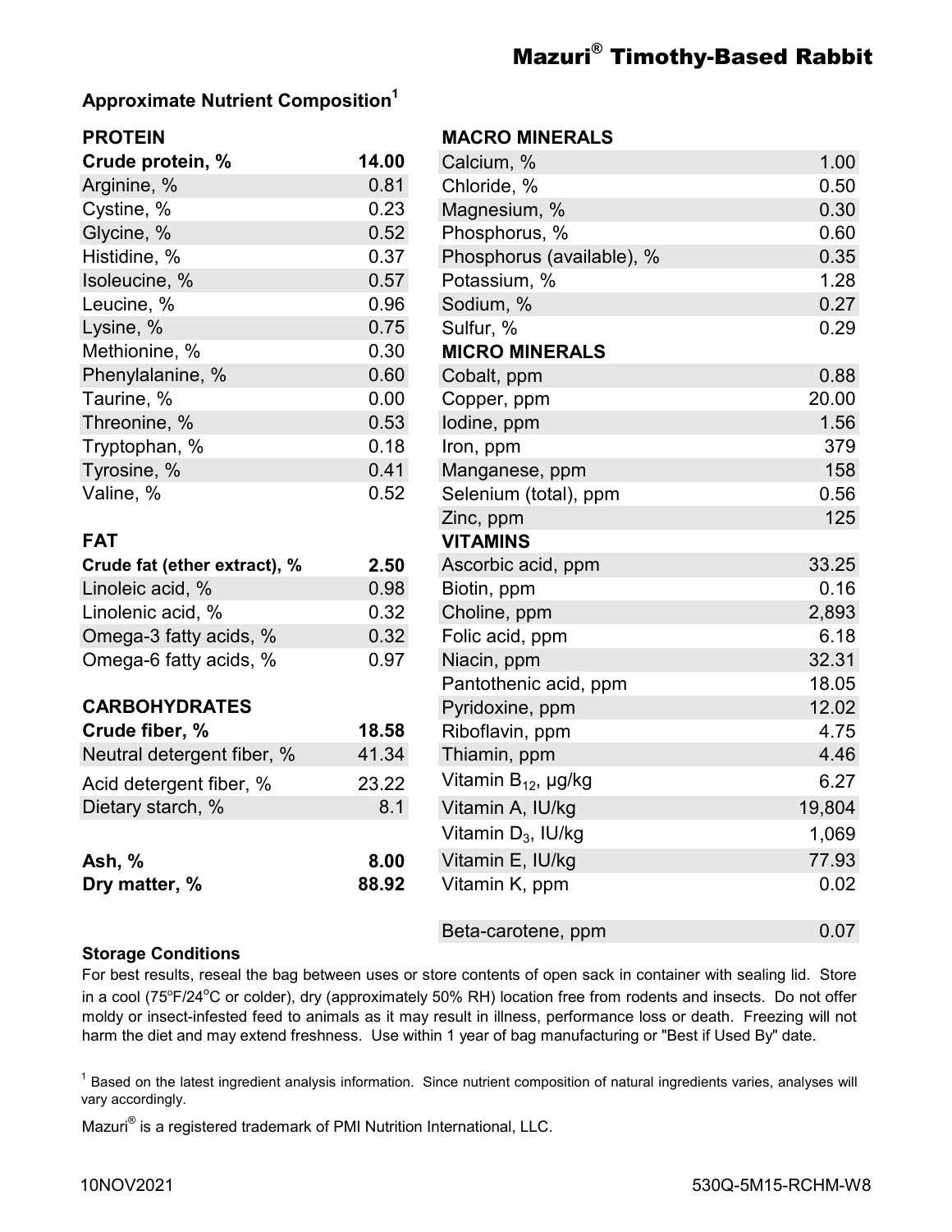# Mazuri® Timothy-Based Rabbit

## Approximate Nutrient Composition[1]

| PROTEIN | |
|---|---|
| **Crude protein, %** | **14.00** |
| Arginine, % | 0.81 |
| Cystine, % | 0.23 |
| Glycine, % | 0.52 |
| Histidine, % | 0.37 |
| Isoleucine, % | 0.57 |
| Leucine, % | 0.96 |
| Lysine, % | 0.75 |
| Methionine, % | 0.30 |
| Phenylalanine, % | 0.60 |
| Taurine, % | 0.00 |
| Threonine, % | 0.53 |
| Tryptophan, % | 0.18 |
| Tyrosine, % | 0.41 |
| Valine, % | 0.52 |

| FAT | |
|---|---|
| **Crude fat (ether extract), %** | **2.50** |
| Linoleic acid, % | 0.98 |
| Linolenic acid, % | 0.32 |
| Omega-3 fatty acids, % | 0.32 |
| Omega-6 fatty acids, % | 0.97 |

| CARBOHYDRATES | |
|---|---|
| **Crude fiber, %** | **18.58** |
| Neutral detergent fiber, % | 41.34 |
| Acid detergent fiber, % | 23.22 |
| Dietary starch, % | 8.1 |

| | |
|---|---|
| **Ash, %** | **8.00** |
| **Dry matter, %** | **88.92** |

| MACRO MINERALS | |
|---|---|
| Calcium, % | 1.00 |
| Chloride, % | 0.50 |
| Magnesium, % | 0.30 |
| Phosphorus, % | 0.60 |
| Phosphorus (available), % | 0.35 |
| Potassium, % | 1.28 |
| Sodium, % | 0.27 |
| Sulfur, % | 0.29 |
| **MICRO MINERALS** | |
| Cobalt, ppm | 0.88 |
| Copper, ppm | 20.00 |
| Iodine, ppm | 1.56 |
| Iron, ppm | 379 |
| Manganese, ppm | 158 |
| Selenium (total), ppm | 0.56 |
| Zinc, ppm | 125 |
| **VITAMINS** | |
| Ascorbic acid, ppm | 33.25 |
| Biotin, ppm | 0.16 |
| Choline, ppm | 2,893 |
| Folic acid, ppm | 6.18 |
| Niacin, ppm | 32.31 |
| Pantothenic acid, ppm | 18.05 |
| Pyridoxine, ppm | 12.02 |
| Riboflavin, ppm | 4.75 |
| Thiamin, ppm | 4.46 |
| Vitamin $B_{12}$, µg/kg | 6.27 |
| Vitamin A, IU/kg | 19,804 |
| Vitamin $D_3$, IU/kg | 1,069 |
| Vitamin E, IU/kg | 77.93 |
| Vitamin K, ppm | 0.02 |
| Beta-carotene, ppm | 0.07 |

### Storage Conditions

For best results, reseal the bag between uses or store contents of open sack in container with sealing lid. Store in a cool (75°F/24°C or colder), dry (approximately 50% RH) location free from rodents and insects. Do not offer moldy or insect-infested feed to animals as it may result in illness, performance loss or death. Freezing will not harm the diet and may extend freshness. Use within 1 year of bag manufacturing or "Best if Used By" date.

[1] Based on the latest ingredient analysis information. Since nutrient composition of natural ingredients varies, analyses will vary accordingly.

Mazuri® is a registered trademark of PMI Nutrition International, LLC.

10NOV2021 530Q-5M15-RCHM-W8